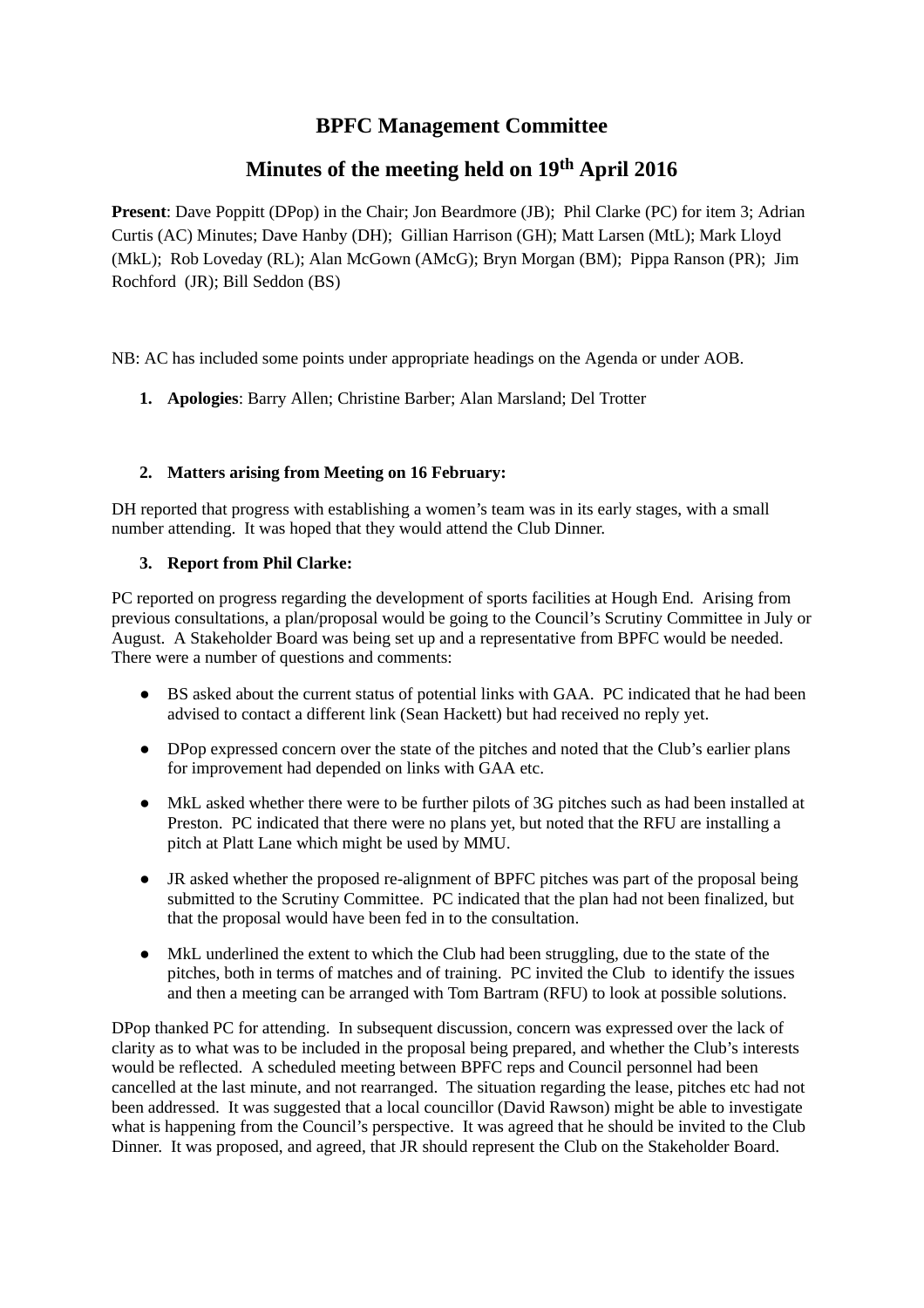# BPFC Management Committee

## Minutes of the meeting held on 19th April 2016

**Present**: Dave Poppitt (DPop) in the Chair; Jon Beardmore (JB); Phil Clarke (PC) for item 3; Adrian Curtis (AC) Minutes; Dave Hanby (DH); Gillian Harrison (GH); Matt Larsen (MtL); Mark Lloyd (MkL); Rob Loveday (RL); Alan McGown (AMcG); Bryn Morgan (BM); Pippa Ranson (PR); Jim Rochford (JR); Bill Seddon (BS)

NB: AC has included some points under appropriate headings on the Agenda or under AOB.

1. **Apologies**: Barry Allen; Christine Barber; Alan Marsland; Del Trotter

2. **Matters arising from Meeting on 16 February:**

DH reported that progress with establishing a women's team was in its early stages, with a small number attending. It was hoped that they would attend the Club Dinner.

3. **Report from Phil Clarke:**

PC reported on progress regarding the development of sports facilities at Hough End. Arising from previous consultations, a plan/proposal would be going to the Council's Scrutiny Committee in July or August. A Stakeholder Board was being set up and a representative from BPFC would be needed. There were a number of questions and comments:

- BS asked about the current status of potential links with GAA. PC indicated that he had been advised to contact a different link (Sean Hackett) but had received no reply yet.
- DPop expressed concern over the state of the pitches and noted that the Club's earlier plans for improvement had depended on links with GAA etc.
- MkL asked whether there were to be further pilots of 3G pitches such as had been installed at Preston. PC indicated that there were no plans yet, but noted that the RFU are installing a pitch at Platt Lane which might be used by MMU.
- JR asked whether the proposed re-alignment of BPFC pitches was part of the proposal being submitted to the Scrutiny Committee. PC indicated that the plan had not been finalized, but that the proposal would have been fed in to the consultation.
- MkL underlined the extent to which the Club had been struggling, due to the state of the pitches, both in terms of matches and of training. PC invited the Club to identify the issues and then a meeting can be arranged with Tom Bartram (RFU) to look at possible solutions.

DPop thanked PC for attending. In subsequent discussion, concern was expressed over the lack of clarity as to what was to be included in the proposal being prepared, and whether the Club's interests would be reflected. A scheduled meeting between BPFC reps and Council personnel had been cancelled at the last minute, and not rearranged. The situation regarding the lease, pitches etc had not been addressed. It was suggested that a local councillor (David Rawson) might be able to investigate what is happening from the Council's perspective. It was agreed that he should be invited to the Club Dinner. It was proposed, and agreed, that JR should represent the Club on the Stakeholder Board.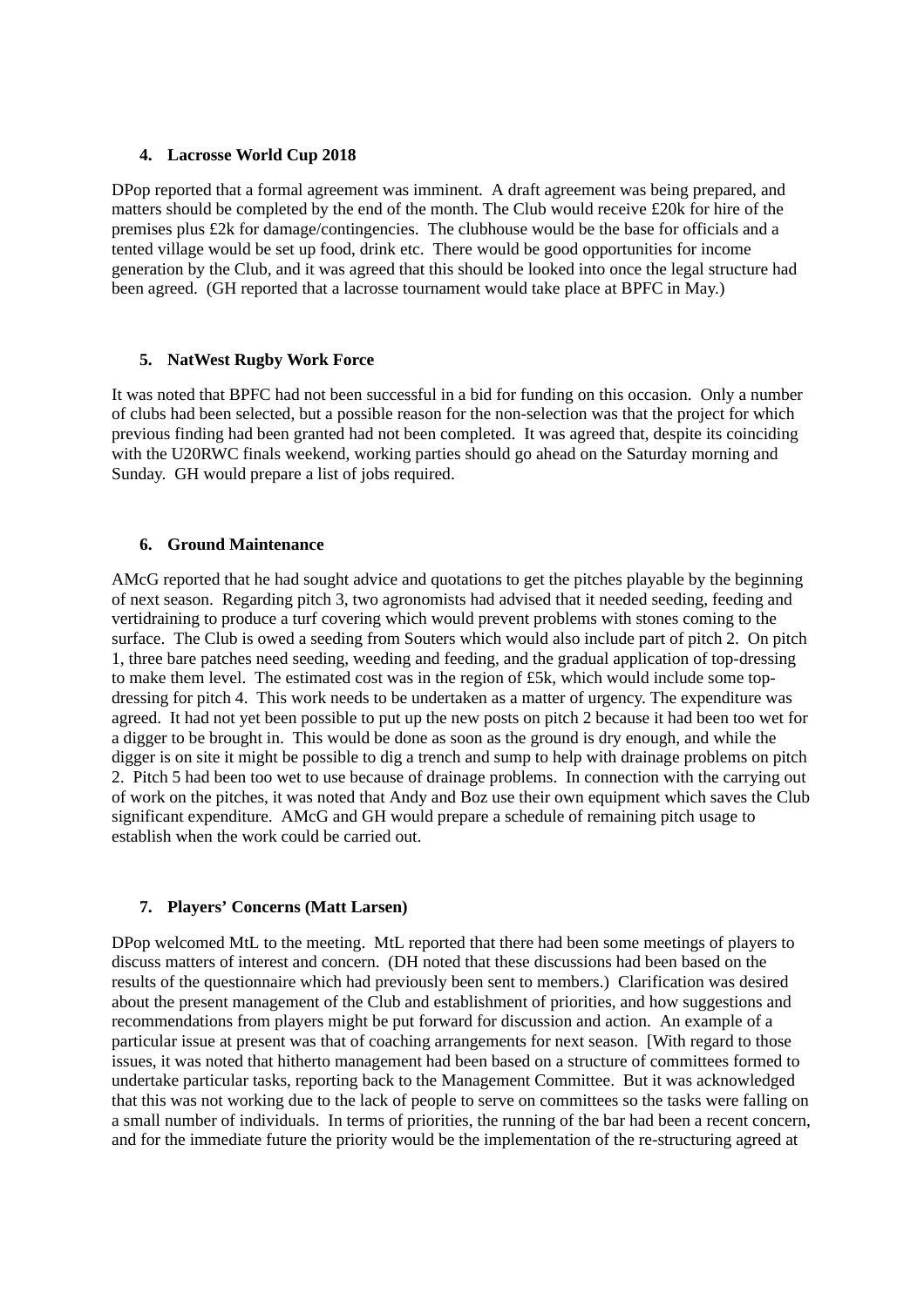## 4. Lacrosse World Cup 2018

DPop reported that a formal agreement was imminent.  A draft agreement was being prepared, and matters should be completed by the end of the month. The Club would receive £20k for hire of the premises plus £2k for damage/contingencies.  The clubhouse would be the base for officials and a tented village would be set up food, drink etc.  There would be good opportunities for income generation by the Club, and it was agreed that this should be looked into once the legal structure had been agreed.  (GH reported that a lacrosse tournament would take place at BPFC in May.)

## 5. NatWest Rugby Work Force

It was noted that BPFC had not been successful in a bid for funding on this occasion.  Only a number of clubs had been selected, but a possible reason for the non-selection was that the project for which previous finding had been granted had not been completed.  It was agreed that, despite its coinciding with the U20RWC finals weekend, working parties should go ahead on the Saturday morning and Sunday.  GH would prepare a list of jobs required.

## 6. Ground Maintenance

AMcG reported that he had sought advice and quotations to get the pitches playable by the beginning of next season.  Regarding pitch 3, two agronomists had advised that it needed seeding, feeding and vertidraining to produce a turf covering which would prevent problems with stones coming to the surface.  The Club is owed a seeding from Souters which would also include part of pitch 2.  On pitch 1, three bare patches need seeding, weeding and feeding, and the gradual application of top-dressing to make them level.  The estimated cost was in the region of £5k, which would include some top-dressing for pitch 4.  This work needs to be undertaken as a matter of urgency. The expenditure was agreed.  It had not yet been possible to put up the new posts on pitch 2 because it had been too wet for a digger to be brought in.  This would be done as soon as the ground is dry enough, and while the digger is on site it might be possible to dig a trench and sump to help with drainage problems on pitch 2.  Pitch 5 had been too wet to use because of drainage problems.  In connection with the carrying out of work on the pitches, it was noted that Andy and Boz use their own equipment which saves the Club significant expenditure.  AMcG and GH would prepare a schedule of remaining pitch usage to establish when the work could be carried out.

## 7. Players' Concerns (Matt Larsen)

DPop welcomed MtL to the meeting.  MtL reported that there had been some meetings of players to discuss matters of interest and concern.  (DH noted that these discussions had been based on the results of the questionnaire which had previously been sent to members.)  Clarification was desired about the present management of the Club and establishment of priorities, and how suggestions and recommendations from players might be put forward for discussion and action.  An example of a particular issue at present was that of coaching arrangements for next season.  [With regard to those issues, it was noted that hitherto management had been based on a structure of committees formed to undertake particular tasks, reporting back to the Management Committee.  But it was acknowledged that this was not working due to the lack of people to serve on committees so the tasks were falling on a small number of individuals.  In terms of priorities, the running of the bar had been a recent concern, and for the immediate future the priority would be the implementation of the re-structuring agreed at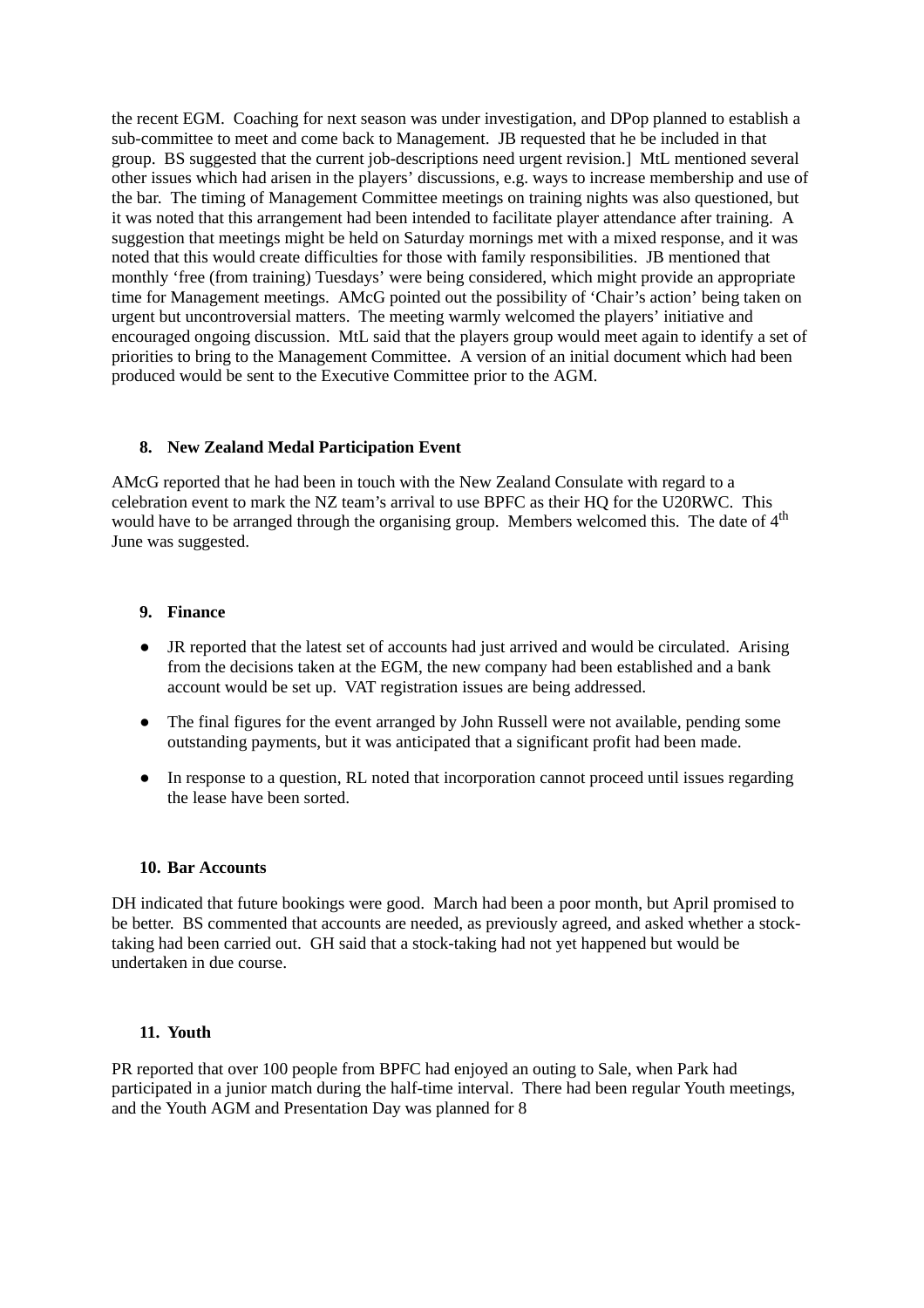the recent EGM. Coaching for next season was under investigation, and DPop planned to establish a sub-committee to meet and come back to Management. JB requested that he be included in that group. BS suggested that the current job-descriptions need urgent revision.] MtL mentioned several other issues which had arisen in the players' discussions, e.g. ways to increase membership and use of the bar. The timing of Management Committee meetings on training nights was also questioned, but it was noted that this arrangement had been intended to facilitate player attendance after training. A suggestion that meetings might be held on Saturday mornings met with a mixed response, and it was noted that this would create difficulties for those with family responsibilities. JB mentioned that monthly 'free (from training) Tuesdays' were being considered, which might provide an appropriate time for Management meetings. AMcG pointed out the possibility of 'Chair's action' being taken on urgent but uncontroversial matters. The meeting warmly welcomed the players' initiative and encouraged ongoing discussion. MtL said that the players group would meet again to identify a set of priorities to bring to the Management Committee. A version of an initial document which had been produced would be sent to the Executive Committee prior to the AGM.

**8. New Zealand Medal Participation Event**

AMcG reported that he had been in touch with the New Zealand Consulate with regard to a celebration event to mark the NZ team's arrival to use BPFC as their HQ for the U20RWC. This would have to be arranged through the organising group. Members welcomed this. The date of 4th June was suggested.

**9. Finance**

- JR reported that the latest set of accounts had just arrived and would be circulated. Arising from the decisions taken at the EGM, the new company had been established and a bank account would be set up. VAT registration issues are being addressed.
- The final figures for the event arranged by John Russell were not available, pending some outstanding payments, but it was anticipated that a significant profit had been made.
- In response to a question, RL noted that incorporation cannot proceed until issues regarding the lease have been sorted.

**10. Bar Accounts**

DH indicated that future bookings were good. March had been a poor month, but April promised to be better. BS commented that accounts are needed, as previously agreed, and asked whether a stock-taking had been carried out. GH said that a stock-taking had not yet happened but would be undertaken in due course.

**11. Youth**

PR reported that over 100 people from BPFC had enjoyed an outing to Sale, when Park had participated in a junior match during the half-time interval. There had been regular Youth meetings, and the Youth AGM and Presentation Day was planned for 8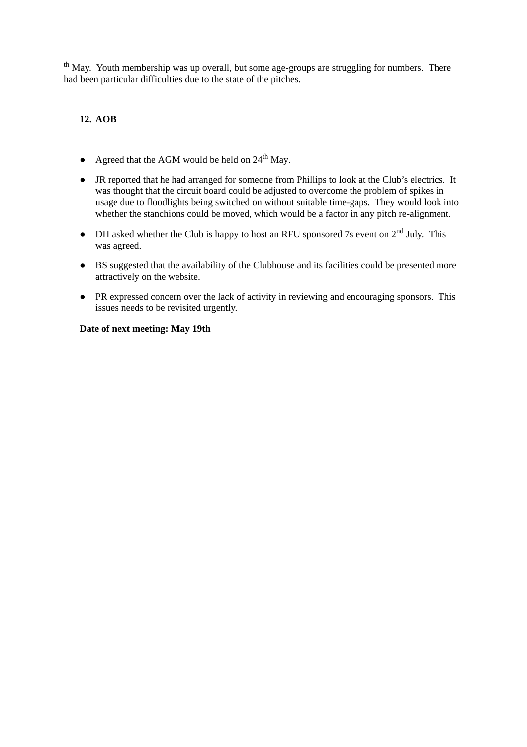th May. Youth membership was up overall, but some age-groups are struggling for numbers. There had been particular difficulties due to the state of the pitches.

**12. AOB**

- Agreed that the AGM would be held on 24th May.
- JR reported that he had arranged for someone from Phillips to look at the Club's electrics. It was thought that the circuit board could be adjusted to overcome the problem of spikes in usage due to floodlights being switched on without suitable time-gaps. They would look into whether the stanchions could be moved, which would be a factor in any pitch re-alignment.
- DH asked whether the Club is happy to host an RFU sponsored 7s event on 2nd July. This was agreed.
- BS suggested that the availability of the Clubhouse and its facilities could be presented more attractively on the website.
- PR expressed concern over the lack of activity in reviewing and encouraging sponsors. This issues needs to be revisited urgently.

**Date of next meeting: May 19th**